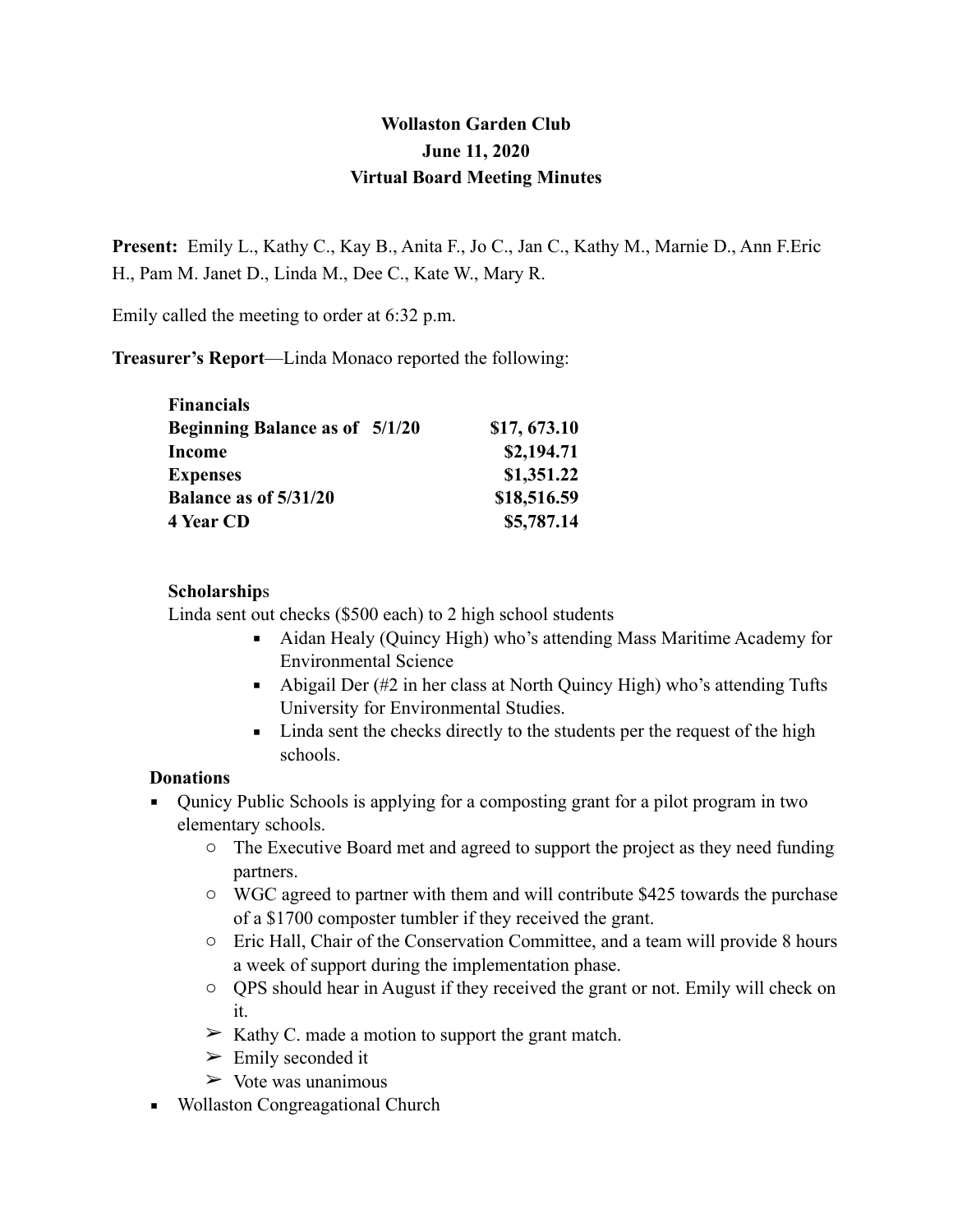**Wollaston Garden Club**
**June 11, 2020**
**Virtual Board Meeting Minutes**

**Present:** Emily L., Kathy C., Kay B., Anita F., Jo C., Jan C., Kathy M., Marnie D., Ann F.Eric H., Pam M. Janet D., Linda M., Dee C., Kate W., Mary R.

Emily called the meeting to order at 6:32 p.m.

**Treasurer's Report**—Linda Monaco reported the following:

| **Financials** | |
|---|---|
| **Beginning Balance as of 5/1/20** | **$17, 673.10** |
| **Income** | **$2,194.71** |
| **Expenses** | **$1,351.22** |
| **Balance as of 5/31/20** | **$18,516.59** |
| **4 Year CD** | **$5,787.14** |

**Scholarship**s

Linda sent out checks ($500 each) to 2 high school students

- Aidan Healy (Quincy High) who's attending Mass Maritime Academy for Environmental Science
- Abigail Der (#2 in her class at North Quincy High) who's attending Tufts University for Environmental Studies.
- Linda sent the checks directly to the students per the request of the high schools.

**Donations**

- Qunicy Public Schools is applying for a composting grant for a pilot program in two elementary schools.
  - The Executive Board met and agreed to support the project as they need funding partners.
  - WGC agreed to partner with them and will contribute $425 towards the purchase of a $1700 composter tumbler if they received the grant.
  - Eric Hall, Chair of the Conservation Committee, and a team will provide 8 hours a week of support during the implementation phase.
  - QPS should hear in August if they received the grant or not. Emily will check on it.
  - ➢ Kathy C. made a motion to support the grant match.
  - ➢ Emily seconded it
  - ➢ Vote was unanimous
- Wollaston Congreagational Church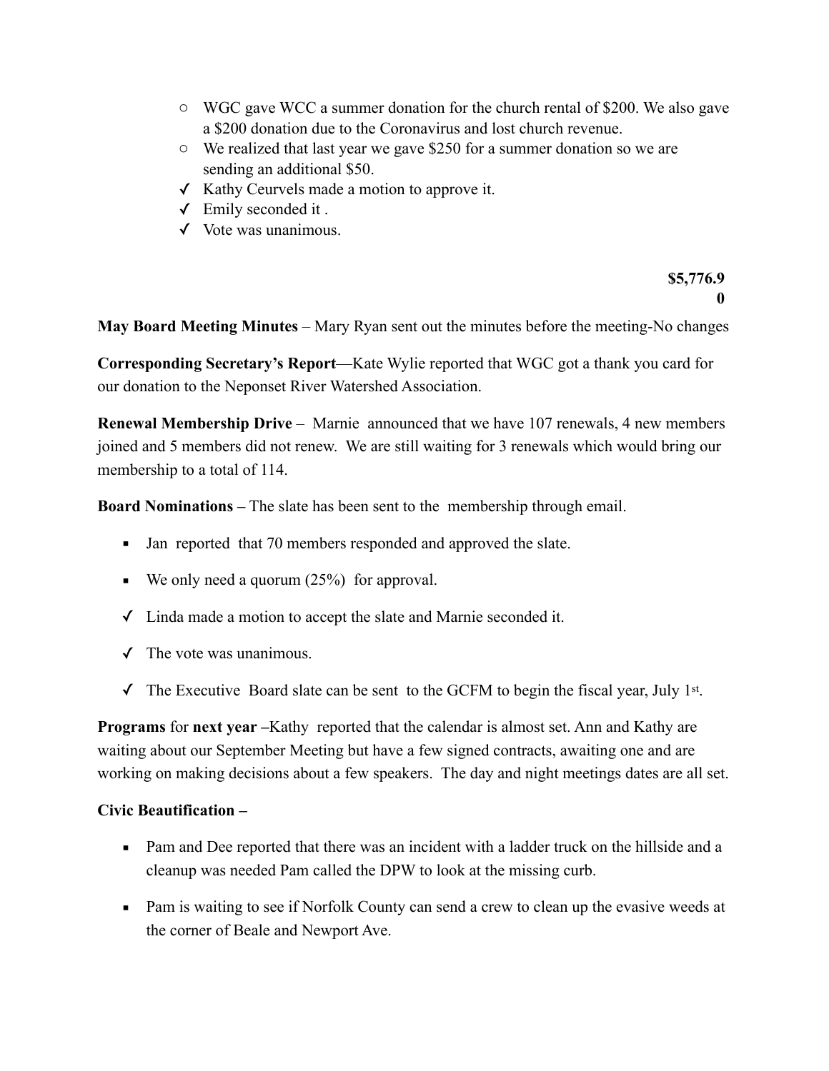- WGC gave WCC a summer donation for the church rental of $200. We also gave a $200 donation due to the Coronavirus and lost church revenue.
  - We realized that last year we gave $250 for a summer donation so we are sending an additional $50.
- ✓ Kathy Ceurvels made a motion to approve it.
- ✓ Emily seconded it .
- ✓ Vote was unanimous.

**$5,776.90**

**May Board Meeting Minutes** – Mary Ryan sent out the minutes before the meeting-No changes

**Corresponding Secretary's Report**—Kate Wylie reported that WGC got a thank you card for our donation to the Neponset River Watershed Association.

**Renewal Membership Drive** – Marnie announced that we have 107 renewals, 4 new members joined and 5 members did not renew. We are still waiting for 3 renewals which would bring our membership to a total of 114.

**Board Nominations –** The slate has been sent to the membership through email.

- Jan reported that 70 members responded and approved the slate.
- We only need a quorum (25%) for approval.
- ✓ Linda made a motion to accept the slate and Marnie seconded it.
- ✓ The vote was unanimous.
- ✓ The Executive Board slate can be sent to the GCFM to begin the fiscal year, July 1st.

**Programs** for **next year –**Kathy reported that the calendar is almost set. Ann and Kathy are waiting about our September Meeting but have a few signed contracts, awaiting one and are working on making decisions about a few speakers. The day and night meetings dates are all set.

**Civic Beautification –**

- Pam and Dee reported that there was an incident with a ladder truck on the hillside and a cleanup was needed Pam called the DPW to look at the missing curb.
- Pam is waiting to see if Norfolk County can send a crew to clean up the evasive weeds at the corner of Beale and Newport Ave.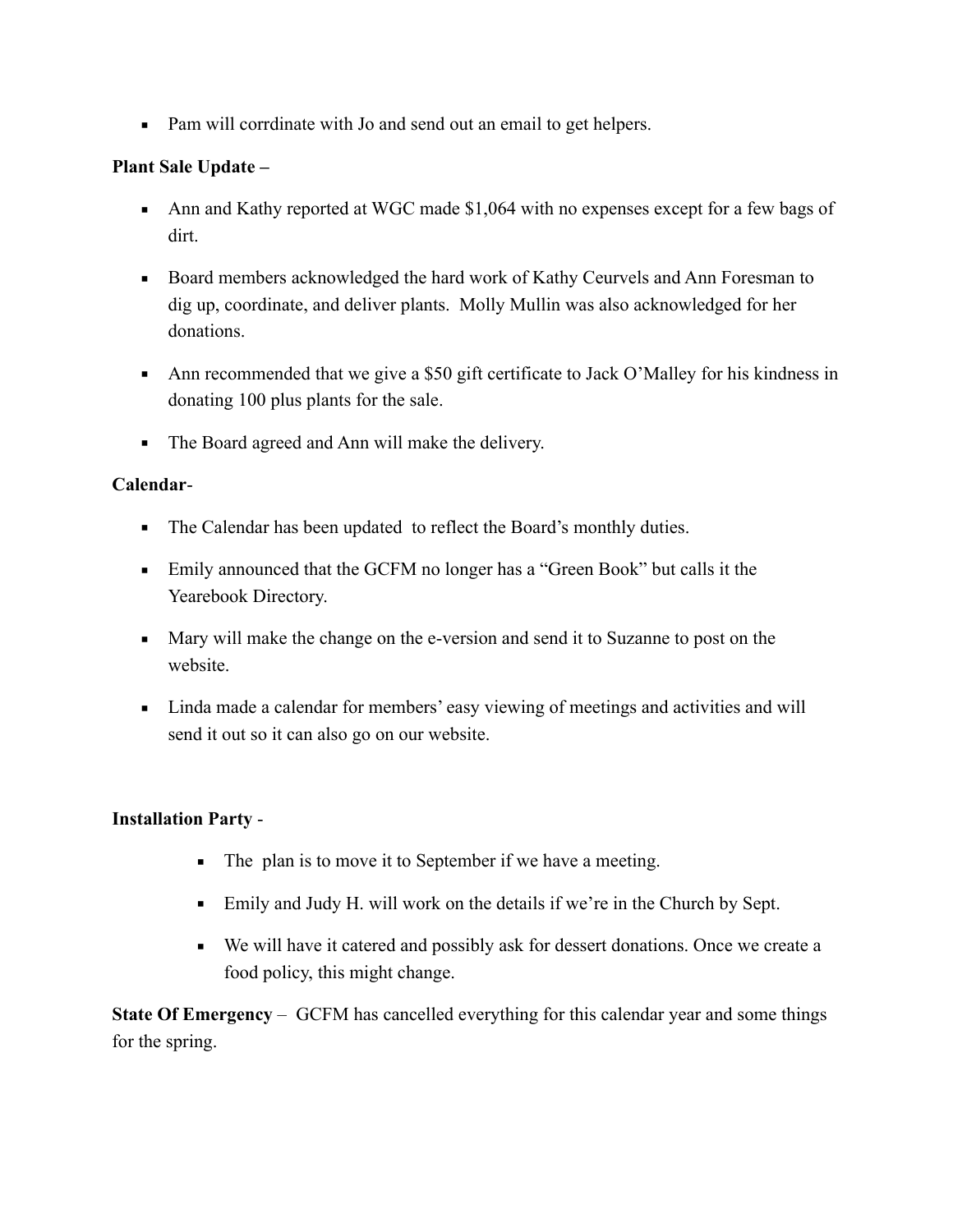- Pam will corrdinate with Jo and send out an email to get helpers.

**Plant Sale Update –**

- Ann and Kathy reported at WGC made $1,064 with no expenses except for a few bags of dirt.
- Board members acknowledged the hard work of Kathy Ceurvels and Ann Foresman to dig up, coordinate, and deliver plants. Molly Mullin was also acknowledged for her donations.
- Ann recommended that we give a $50 gift certificate to Jack O'Malley for his kindness in donating 100 plus plants for the sale.
- The Board agreed and Ann will make the delivery.

**Calendar**-

- The Calendar has been updated to reflect the Board's monthly duties.
- Emily announced that the GCFM no longer has a "Green Book" but calls it the Yearebook Directory.
- Mary will make the change on the e-version and send it to Suzanne to post on the website.
- Linda made a calendar for members' easy viewing of meetings and activities and will send it out so it can also go on our website.

**Installation Party** -

- The plan is to move it to September if we have a meeting.
- Emily and Judy H. will work on the details if we're in the Church by Sept.
- We will have it catered and possibly ask for dessert donations. Once we create a food policy, this might change.

**State Of Emergency** – GCFM has cancelled everything for this calendar year and some things for the spring.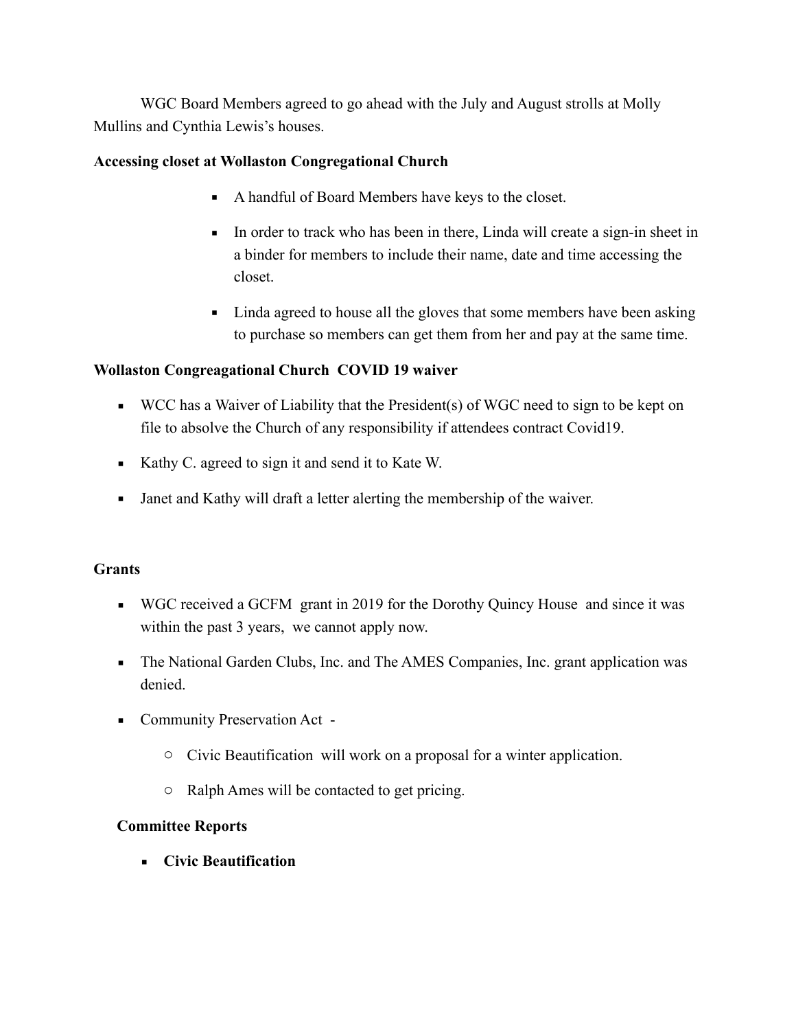WGC Board Members agreed to go ahead with the July and August strolls at Molly Mullins and Cynthia Lewis's houses.

**Accessing closet at Wollaston Congregational Church**

- A handful of Board Members have keys to the closet.
- In order to track who has been in there, Linda will create a sign-in sheet in a binder for members to include their name, date and time accessing the closet.
- Linda agreed to house all the gloves that some members have been asking to purchase so members can get them from her and pay at the same time.

**Wollaston Congreagational Church COVID 19 waiver**

- WCC has a Waiver of Liability that the President(s) of WGC need to sign to be kept on file to absolve the Church of any responsibility if attendees contract Covid19.
- Kathy C. agreed to sign it and send it to Kate W.
- Janet and Kathy will draft a letter alerting the membership of the waiver.

**Grants**

- WGC received a GCFM grant in 2019 for the Dorothy Quincy House and since it was within the past 3 years, we cannot apply now.
- The National Garden Clubs, Inc. and The AMES Companies, Inc. grant application was denied.
- Community Preservation Act -
  - Civic Beautification will work on a proposal for a winter application.
  - Ralph Ames will be contacted to get pricing.

**Committee Reports**

- **Civic Beautification**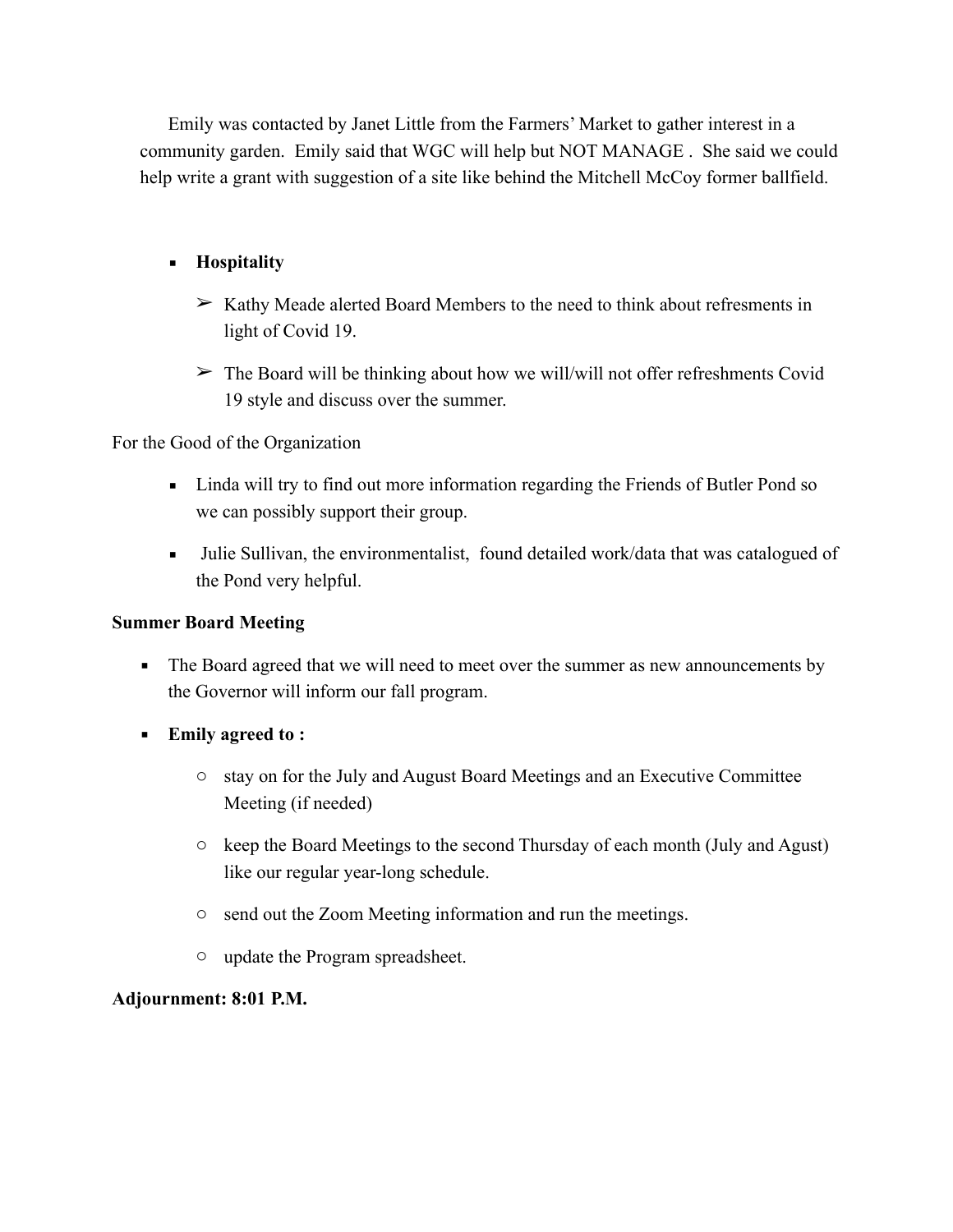Emily was contacted by Janet Little from the Farmers' Market to gather interest in a community garden. Emily said that WGC will help but NOT MANAGE . She said we could help write a grant with suggestion of a site like behind the Mitchell McCoy former ballfield.

- **Hospitality**
  - ➢ Kathy Meade alerted Board Members to the need to think about refresments in light of Covid 19.
  - ➢ The Board will be thinking about how we will/will not offer refreshments Covid 19 style and discuss over the summer.

For the Good of the Organization

- Linda will try to find out more information regarding the Friends of Butler Pond so we can possibly support their group.
- Julie Sullivan, the environmentalist, found detailed work/data that was catalogued of the Pond very helpful.

**Summer Board Meeting**

- The Board agreed that we will need to meet over the summer as new announcements by the Governor will inform our fall program.
- **Emily agreed to :**
  - stay on for the July and August Board Meetings and an Executive Committee Meeting (if needed)
  - keep the Board Meetings to the second Thursday of each month (July and Agust) like our regular year-long schedule.
  - send out the Zoom Meeting information and run the meetings.
  - update the Program spreadsheet.

**Adjournment: 8:01 P.M.**